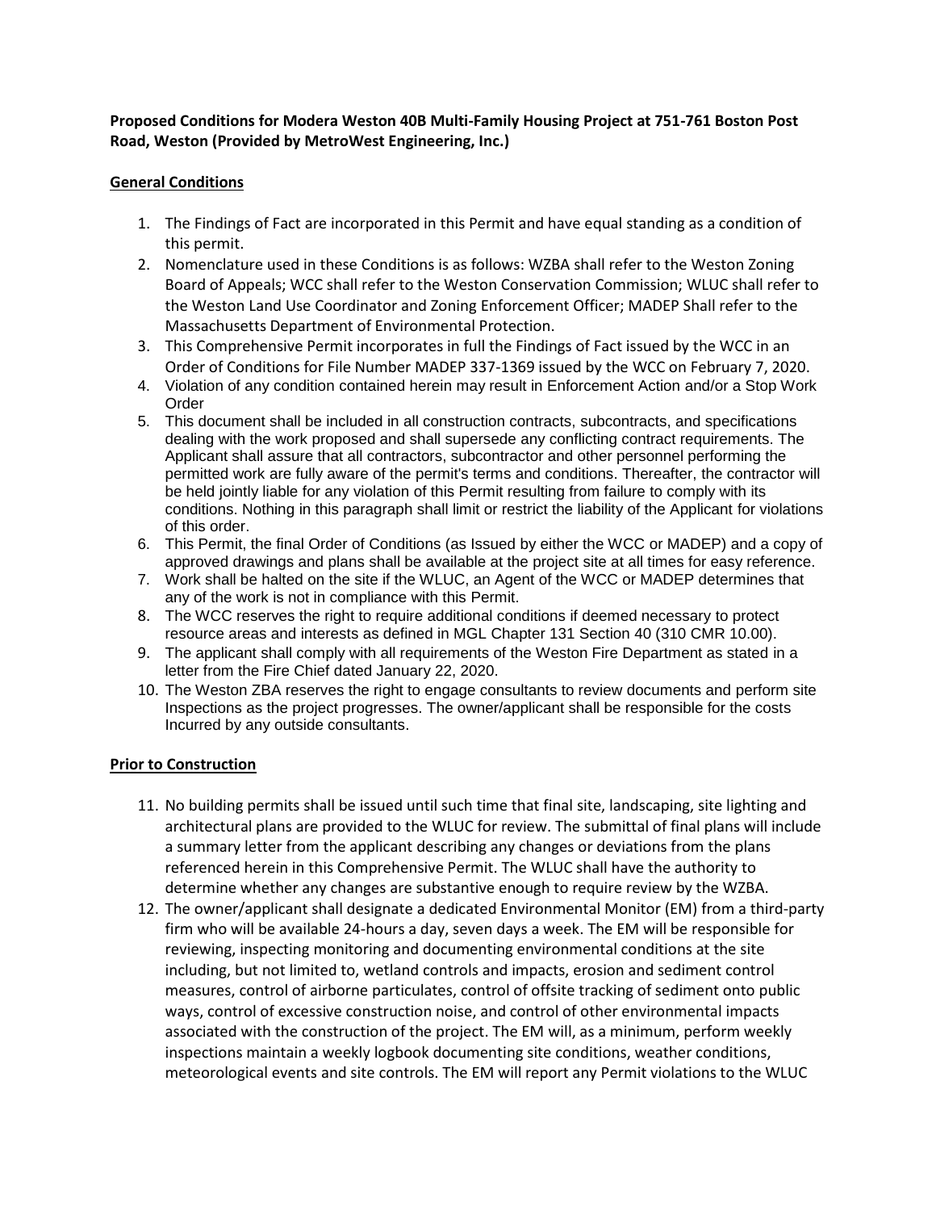**Proposed Conditions for Modera Weston 40B Multi-Family Housing Project at 751-761 Boston Post Road, Weston (Provided by MetroWest Engineering, Inc.)**

**General Conditions**

1. The Findings of Fact are incorporated in this Permit and have equal standing as a condition of this permit.
2. Nomenclature used in these Conditions is as follows: WZBA shall refer to the Weston Zoning Board of Appeals; WCC shall refer to the Weston Conservation Commission; WLUC shall refer to the Weston Land Use Coordinator and Zoning Enforcement Officer; MADEP Shall refer to the Massachusetts Department of Environmental Protection.
3. This Comprehensive Permit incorporates in full the Findings of Fact issued by the WCC in an Order of Conditions for File Number MADEP 337-1369 issued by the WCC on February 7, 2020.
4. Violation of any condition contained herein may result in Enforcement Action and/or a Stop Work Order
5. This document shall be included in all construction contracts, subcontracts, and specifications dealing with the work proposed and shall supersede any conflicting contract requirements. The Applicant shall assure that all contractors, subcontractor and other personnel performing the permitted work are fully aware of the permit's terms and conditions. Thereafter, the contractor will be held jointly liable for any violation of this Permit resulting from failure to comply with its conditions. Nothing in this paragraph shall limit or restrict the liability of the Applicant for violations of this order.
6. This Permit, the final Order of Conditions (as Issued by either the WCC or MADEP) and a copy of approved drawings and plans shall be available at the project site at all times for easy reference.
7. Work shall be halted on the site if the WLUC, an Agent of the WCC or MADEP determines that any of the work is not in compliance with this Permit.
8. The WCC reserves the right to require additional conditions if deemed necessary to protect resource areas and interests as defined in MGL Chapter 131 Section 40 (310 CMR 10.00).
9. The applicant shall comply with all requirements of the Weston Fire Department as stated in a letter from the Fire Chief dated January 22, 2020.
10. The Weston ZBA reserves the right to engage consultants to review documents and perform site Inspections as the project progresses. The owner/applicant shall be responsible for the costs Incurred by any outside consultants.

**Prior to Construction**

11. No building permits shall be issued until such time that final site, landscaping, site lighting and architectural plans are provided to the WLUC for review. The submittal of final plans will include a summary letter from the applicant describing any changes or deviations from the plans referenced herein in this Comprehensive Permit. The WLUC shall have the authority to determine whether any changes are substantive enough to require review by the WZBA.
12. The owner/applicant shall designate a dedicated Environmental Monitor (EM) from a third-party firm who will be available 24-hours a day, seven days a week. The EM will be responsible for reviewing, inspecting monitoring and documenting environmental conditions at the site including, but not limited to, wetland controls and impacts, erosion and sediment control measures, control of airborne particulates, control of offsite tracking of sediment onto public ways, control of excessive construction noise, and control of other environmental impacts associated with the construction of the project. The EM will, as a minimum, perform weekly inspections maintain a weekly logbook documenting site conditions, weather conditions, meteorological events and site controls. The EM will report any Permit violations to the WLUC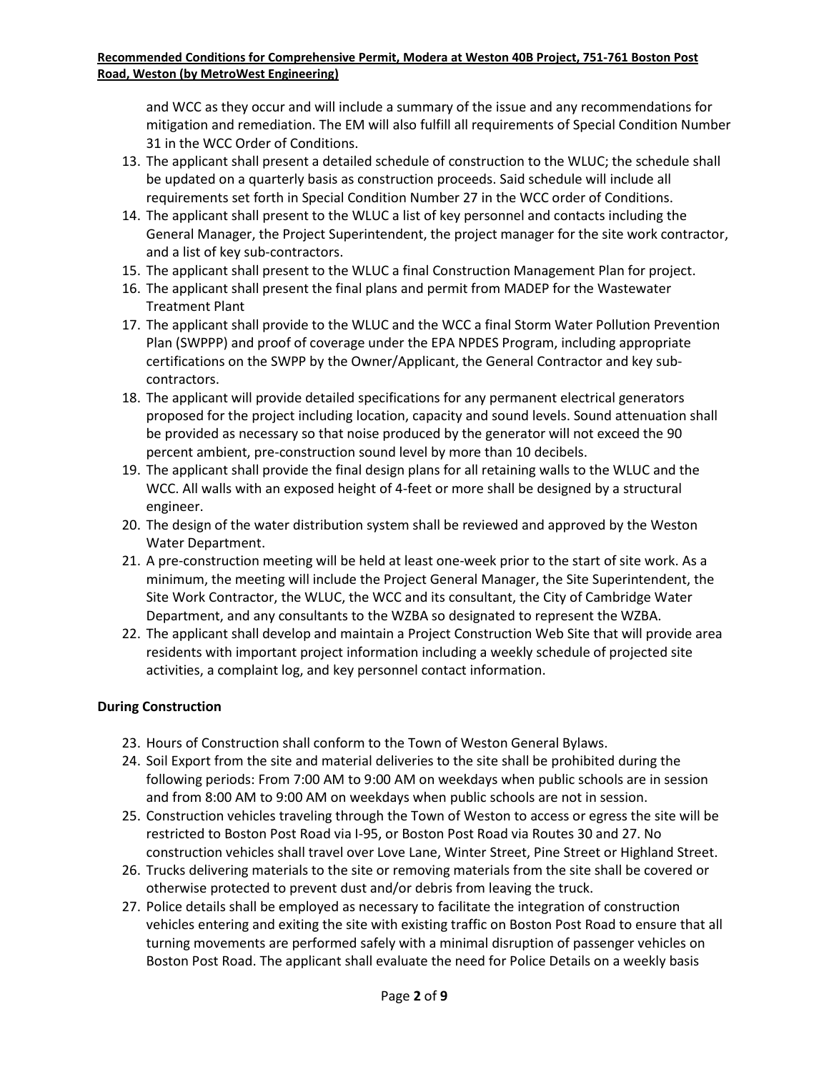and WCC as they occur and will include a summary of the issue and any recommendations for mitigation and remediation. The EM will also fulfill all requirements of Special Condition Number 31 in the WCC Order of Conditions.

13. The applicant shall present a detailed schedule of construction to the WLUC; the schedule shall be updated on a quarterly basis as construction proceeds. Said schedule will include all requirements set forth in Special Condition Number 27 in the WCC order of Conditions.
14. The applicant shall present to the WLUC a list of key personnel and contacts including the General Manager, the Project Superintendent, the project manager for the site work contractor, and a list of key sub-contractors.
15. The applicant shall present to the WLUC a final Construction Management Plan for project.
16. The applicant shall present the final plans and permit from MADEP for the Wastewater Treatment Plant
17. The applicant shall provide to the WLUC and the WCC a final Storm Water Pollution Prevention Plan (SWPPP) and proof of coverage under the EPA NPDES Program, including appropriate certifications on the SWPP by the Owner/Applicant, the General Contractor and key sub-contractors.
18. The applicant will provide detailed specifications for any permanent electrical generators proposed for the project including location, capacity and sound levels. Sound attenuation shall be provided as necessary so that noise produced by the generator will not exceed the 90 percent ambient, pre-construction sound level by more than 10 decibels.
19. The applicant shall provide the final design plans for all retaining walls to the WLUC and the WCC. All walls with an exposed height of 4-feet or more shall be designed by a structural engineer.
20. The design of the water distribution system shall be reviewed and approved by the Weston Water Department.
21. A pre-construction meeting will be held at least one-week prior to the start of site work. As a minimum, the meeting will include the Project General Manager, the Site Superintendent, the Site Work Contractor, the WLUC, the WCC and its consultant, the City of Cambridge Water Department, and any consultants to the WZBA so designated to represent the WZBA.
22. The applicant shall develop and maintain a Project Construction Web Site that will provide area residents with important project information including a weekly schedule of projected site activities, a complaint log, and key personnel contact information.

**During Construction**

23. Hours of Construction shall conform to the Town of Weston General Bylaws.
24. Soil Export from the site and material deliveries to the site shall be prohibited during the following periods: From 7:00 AM to 9:00 AM on weekdays when public schools are in session and from 8:00 AM to 9:00 AM on weekdays when public schools are not in session.
25. Construction vehicles traveling through the Town of Weston to access or egress the site will be restricted to Boston Post Road via I-95, or Boston Post Road via Routes 30 and 27. No construction vehicles shall travel over Love Lane, Winter Street, Pine Street or Highland Street.
26. Trucks delivering materials to the site or removing materials from the site shall be covered or otherwise protected to prevent dust and/or debris from leaving the truck.
27. Police details shall be employed as necessary to facilitate the integration of construction vehicles entering and exiting the site with existing traffic on Boston Post Road to ensure that all turning movements are performed safely with a minimal disruption of passenger vehicles on Boston Post Road. The applicant shall evaluate the need for Police Details on a weekly basis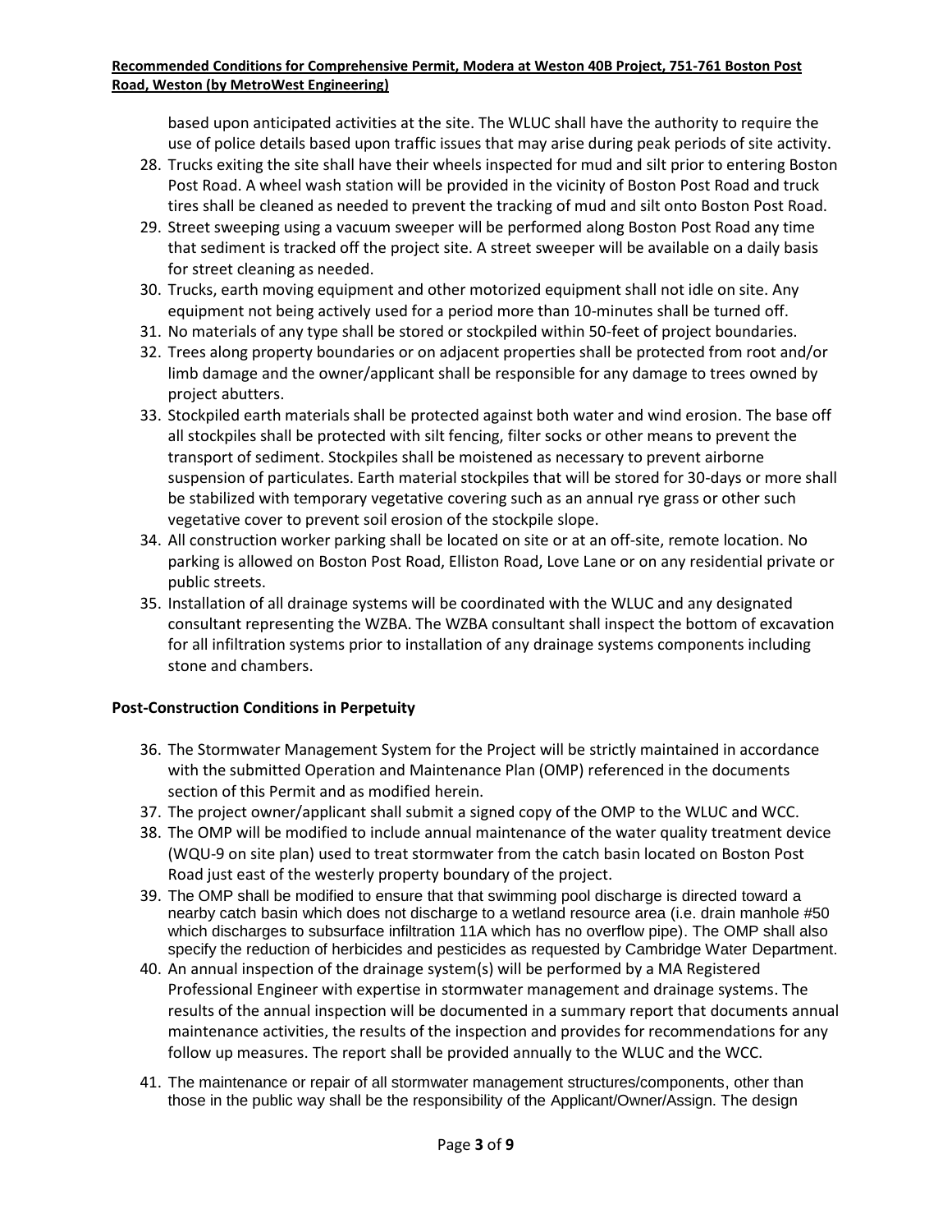based upon anticipated activities at the site. The WLUC shall have the authority to require the use of police details based upon traffic issues that may arise during peak periods of site activity.

28. Trucks exiting the site shall have their wheels inspected for mud and silt prior to entering Boston Post Road. A wheel wash station will be provided in the vicinity of Boston Post Road and truck tires shall be cleaned as needed to prevent the tracking of mud and silt onto Boston Post Road.
29. Street sweeping using a vacuum sweeper will be performed along Boston Post Road any time that sediment is tracked off the project site. A street sweeper will be available on a daily basis for street cleaning as needed.
30. Trucks, earth moving equipment and other motorized equipment shall not idle on site. Any equipment not being actively used for a period more than 10-minutes shall be turned off.
31. No materials of any type shall be stored or stockpiled within 50-feet of project boundaries.
32. Trees along property boundaries or on adjacent properties shall be protected from root and/or limb damage and the owner/applicant shall be responsible for any damage to trees owned by project abutters.
33. Stockpiled earth materials shall be protected against both water and wind erosion. The base off all stockpiles shall be protected with silt fencing, filter socks or other means to prevent the transport of sediment. Stockpiles shall be moistened as necessary to prevent airborne suspension of particulates. Earth material stockpiles that will be stored for 30-days or more shall be stabilized with temporary vegetative covering such as an annual rye grass or other such vegetative cover to prevent soil erosion of the stockpile slope.
34. All construction worker parking shall be located on site or at an off-site, remote location. No parking is allowed on Boston Post Road, Elliston Road, Love Lane or on any residential private or public streets.
35. Installation of all drainage systems will be coordinated with the WLUC and any designated consultant representing the WZBA. The WZBA consultant shall inspect the bottom of excavation for all infiltration systems prior to installation of any drainage systems components including stone and chambers.

**Post-Construction Conditions in Perpetuity**

36. The Stormwater Management System for the Project will be strictly maintained in accordance with the submitted Operation and Maintenance Plan (OMP) referenced in the documents section of this Permit and as modified herein.
37. The project owner/applicant shall submit a signed copy of the OMP to the WLUC and WCC.
38. The OMP will be modified to include annual maintenance of the water quality treatment device (WQU-9 on site plan) used to treat stormwater from the catch basin located on Boston Post Road just east of the westerly property boundary of the project.
39. The OMP shall be modified to ensure that that swimming pool discharge is directed toward a nearby catch basin which does not discharge to a wetland resource area (i.e. drain manhole #50 which discharges to subsurface infiltration 11A which has no overflow pipe). The OMP shall also specify the reduction of herbicides and pesticides as requested by Cambridge Water Department.
40. An annual inspection of the drainage system(s) will be performed by a MA Registered Professional Engineer with expertise in stormwater management and drainage systems. The results of the annual inspection will be documented in a summary report that documents annual maintenance activities, the results of the inspection and provides for recommendations for any follow up measures. The report shall be provided annually to the WLUC and the WCC.
41. The maintenance or repair of all stormwater management structures/components, other than those in the public way shall be the responsibility of the Applicant/Owner/Assign. The design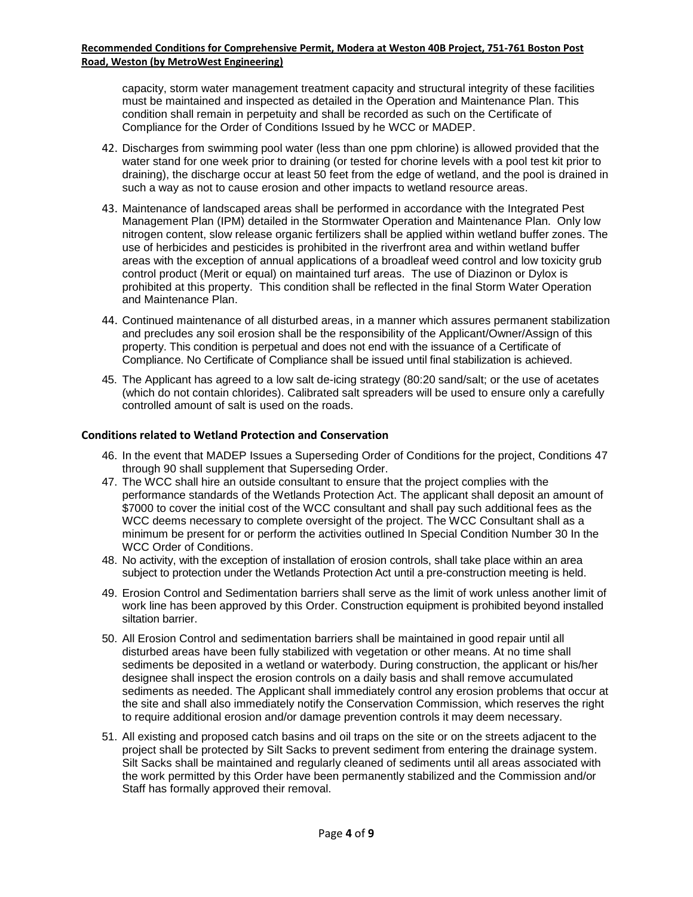capacity, storm water management treatment capacity and structural integrity of these facilities must be maintained and inspected as detailed in the Operation and Maintenance Plan. This condition shall remain in perpetuity and shall be recorded as such on the Certificate of Compliance for the Order of Conditions Issued by he WCC or MADEP.

42. Discharges from swimming pool water (less than one ppm chlorine) is allowed provided that the water stand for one week prior to draining (or tested for chorine levels with a pool test kit prior to draining), the discharge occur at least 50 feet from the edge of wetland, and the pool is drained in such a way as not to cause erosion and other impacts to wetland resource areas.

43. Maintenance of landscaped areas shall be performed in accordance with the Integrated Pest Management Plan (IPM) detailed in the Stormwater Operation and Maintenance Plan. Only low nitrogen content, slow release organic fertilizers shall be applied within wetland buffer zones. The use of herbicides and pesticides is prohibited in the riverfront area and within wetland buffer areas with the exception of annual applications of a broadleaf weed control and low toxicity grub control product (Merit or equal) on maintained turf areas. The use of Diazinon or Dylox is prohibited at this property. This condition shall be reflected in the final Storm Water Operation and Maintenance Plan.

44. Continued maintenance of all disturbed areas, in a manner which assures permanent stabilization and precludes any soil erosion shall be the responsibility of the Applicant/Owner/Assign of this property. This condition is perpetual and does not end with the issuance of a Certificate of Compliance. No Certificate of Compliance shall be issued until final stabilization is achieved.

45. The Applicant has agreed to a low salt de-icing strategy (80:20 sand/salt; or the use of acetates (which do not contain chlorides). Calibrated salt spreaders will be used to ensure only a carefully controlled amount of salt is used on the roads.

### Conditions related to Wetland Protection and Conservation

46. In the event that MADEP Issues a Superseding Order of Conditions for the project, Conditions 47 through 90 shall supplement that Superseding Order.
47. The WCC shall hire an outside consultant to ensure that the project complies with the performance standards of the Wetlands Protection Act. The applicant shall deposit an amount of $7000 to cover the initial cost of the WCC consultant and shall pay such additional fees as the WCC deems necessary to complete oversight of the project. The WCC Consultant shall as a minimum be present for or perform the activities outlined In Special Condition Number 30 In the WCC Order of Conditions.
48. No activity, with the exception of installation of erosion controls, shall take place within an area subject to protection under the Wetlands Protection Act until a pre-construction meeting is held.
49. Erosion Control and Sedimentation barriers shall serve as the limit of work unless another limit of work line has been approved by this Order. Construction equipment is prohibited beyond installed siltation barrier.
50. All Erosion Control and sedimentation barriers shall be maintained in good repair until all disturbed areas have been fully stabilized with vegetation or other means. At no time shall sediments be deposited in a wetland or waterbody. During construction, the applicant or his/her designee shall inspect the erosion controls on a daily basis and shall remove accumulated sediments as needed. The Applicant shall immediately control any erosion problems that occur at the site and shall also immediately notify the Conservation Commission, which reserves the right to require additional erosion and/or damage prevention controls it may deem necessary.
51. All existing and proposed catch basins and oil traps on the site or on the streets adjacent to the project shall be protected by Silt Sacks to prevent sediment from entering the drainage system. Silt Sacks shall be maintained and regularly cleaned of sediments until all areas associated with the work permitted by this Order have been permanently stabilized and the Commission and/or Staff has formally approved their removal.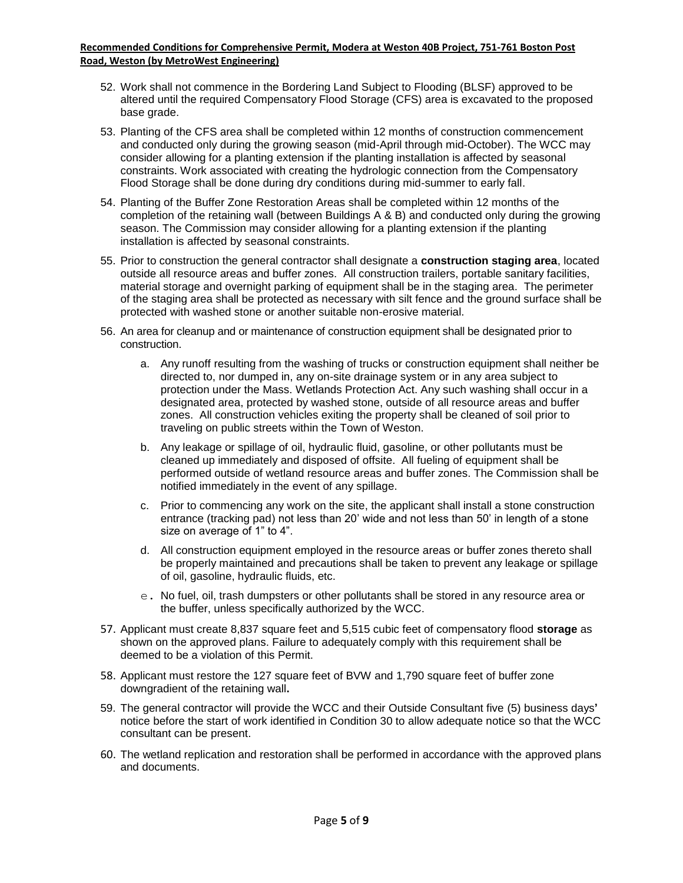52. Work shall not commence in the Bordering Land Subject to Flooding (BLSF) approved to be altered until the required Compensatory Flood Storage (CFS) area is excavated to the proposed base grade.

53. Planting of the CFS area shall be completed within 12 months of construction commencement and conducted only during the growing season (mid-April through mid-October). The WCC may consider allowing for a planting extension if the planting installation is affected by seasonal constraints. Work associated with creating the hydrologic connection from the Compensatory Flood Storage shall be done during dry conditions during mid-summer to early fall.

54. Planting of the Buffer Zone Restoration Areas shall be completed within 12 months of the completion of the retaining wall (between Buildings A & B) and conducted only during the growing season. The Commission may consider allowing for a planting extension if the planting installation is affected by seasonal constraints.

55. Prior to construction the general contractor shall designate a **construction staging area**, located outside all resource areas and buffer zones. All construction trailers, portable sanitary facilities, material storage and overnight parking of equipment shall be in the staging area. The perimeter of the staging area shall be protected as necessary with silt fence and the ground surface shall be protected with washed stone or another suitable non-erosive material.

56. An area for cleanup and or maintenance of construction equipment shall be designated prior to construction.

    a. Any runoff resulting from the washing of trucks or construction equipment shall neither be directed to, nor dumped in, any on-site drainage system or in any area subject to protection under the Mass. Wetlands Protection Act. Any such washing shall occur in a designated area, protected by washed stone, outside of all resource areas and buffer zones. All construction vehicles exiting the property shall be cleaned of soil prior to traveling on public streets within the Town of Weston.

    b. Any leakage or spillage of oil, hydraulic fluid, gasoline, or other pollutants must be cleaned up immediately and disposed of offsite. All fueling of equipment shall be performed outside of wetland resource areas and buffer zones. The Commission shall be notified immediately in the event of any spillage.

    c. Prior to commencing any work on the site, the applicant shall install a stone construction entrance (tracking pad) not less than 20' wide and not less than 50' in length of a stone size on average of 1" to 4".

    d. All construction equipment employed in the resource areas or buffer zones thereto shall be properly maintained and precautions shall be taken to prevent any leakage or spillage of oil, gasoline, hydraulic fluids, etc.

    e. No fuel, oil, trash dumpsters or other pollutants shall be stored in any resource area or the buffer, unless specifically authorized by the WCC.

57. Applicant must create 8,837 square feet and 5,515 cubic feet of compensatory flood **storage** as shown on the approved plans. Failure to adequately comply with this requirement shall be deemed to be a violation of this Permit.

58. Applicant must restore the 127 square feet of BVW and 1,790 square feet of buffer zone downgradient of the retaining wall**.**

59. The general contractor will provide the WCC and their Outside Consultant five (5) business days**'** notice before the start of work identified in Condition 30 to allow adequate notice so that the WCC consultant can be present.

60. The wetland replication and restoration shall be performed in accordance with the approved plans and documents.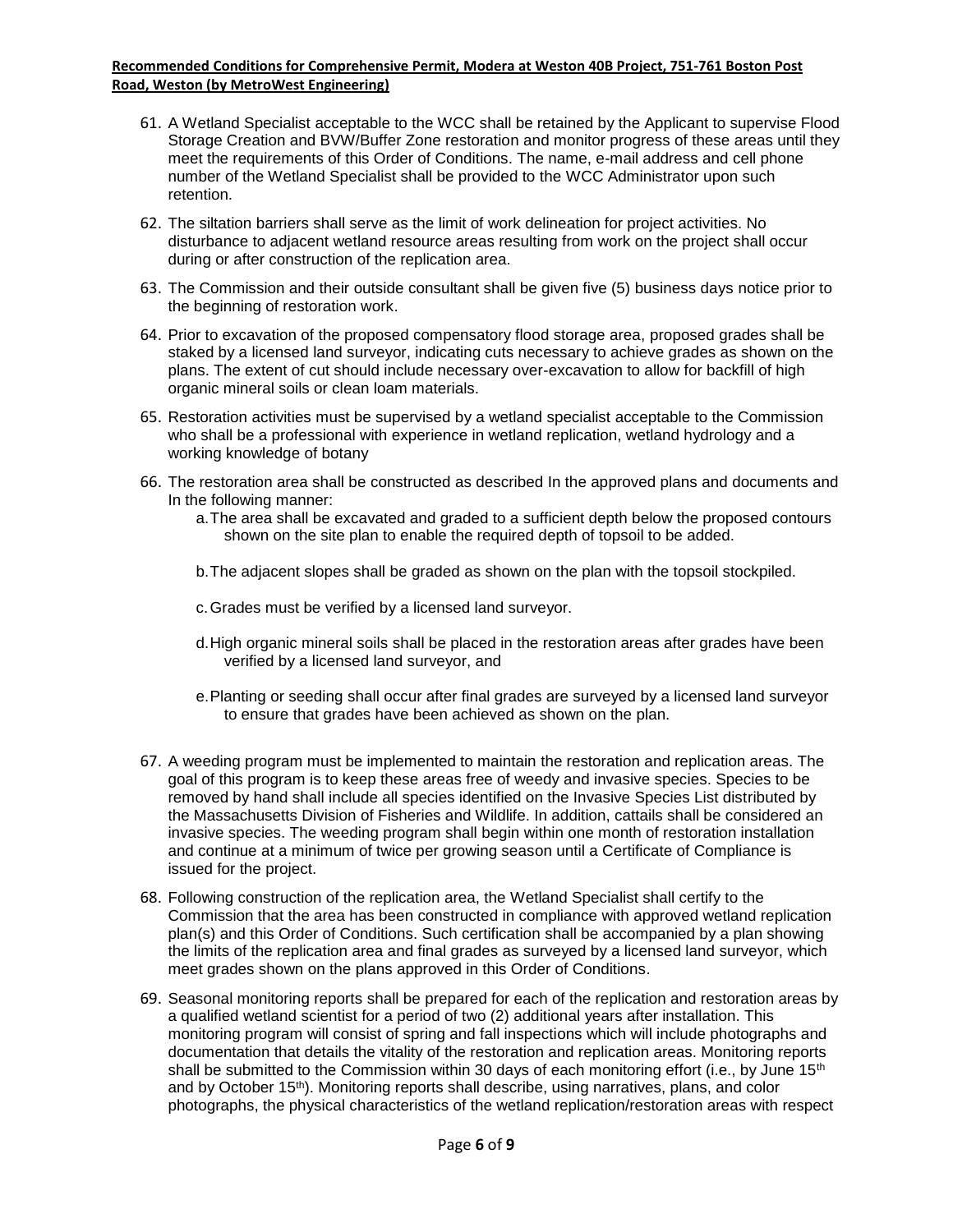61. A Wetland Specialist acceptable to the WCC shall be retained by the Applicant to supervise Flood Storage Creation and BVW/Buffer Zone restoration and monitor progress of these areas until they meet the requirements of this Order of Conditions. The name, e-mail address and cell phone number of the Wetland Specialist shall be provided to the WCC Administrator upon such retention.

62. The siltation barriers shall serve as the limit of work delineation for project activities. No disturbance to adjacent wetland resource areas resulting from work on the project shall occur during or after construction of the replication area.

63. The Commission and their outside consultant shall be given five (5) business days notice prior to the beginning of restoration work.

64. Prior to excavation of the proposed compensatory flood storage area, proposed grades shall be staked by a licensed land surveyor, indicating cuts necessary to achieve grades as shown on the plans. The extent of cut should include necessary over-excavation to allow for backfill of high organic mineral soils or clean loam materials.

65. Restoration activities must be supervised by a wetland specialist acceptable to the Commission who shall be a professional with experience in wetland replication, wetland hydrology and a working knowledge of botany

66. The restoration area shall be constructed as described In the approved plans and documents and In the following manner:
    a. The area shall be excavated and graded to a sufficient depth below the proposed contours shown on the site plan to enable the required depth of topsoil to be added.

    b. The adjacent slopes shall be graded as shown on the plan with the topsoil stockpiled.

    c. Grades must be verified by a licensed land surveyor.

    d. High organic mineral soils shall be placed in the restoration areas after grades have been verified by a licensed land surveyor, and

    e. Planting or seeding shall occur after final grades are surveyed by a licensed land surveyor to ensure that grades have been achieved as shown on the plan.

67. A weeding program must be implemented to maintain the restoration and replication areas. The goal of this program is to keep these areas free of weedy and invasive species. Species to be removed by hand shall include all species identified on the Invasive Species List distributed by the Massachusetts Division of Fisheries and Wildlife. In addition, cattails shall be considered an invasive species. The weeding program shall begin within one month of restoration installation and continue at a minimum of twice per growing season until a Certificate of Compliance is issued for the project.

68. Following construction of the replication area, the Wetland Specialist shall certify to the Commission that the area has been constructed in compliance with approved wetland replication plan(s) and this Order of Conditions. Such certification shall be accompanied by a plan showing the limits of the replication area and final grades as surveyed by a licensed land surveyor, which meet grades shown on the plans approved in this Order of Conditions.

69. Seasonal monitoring reports shall be prepared for each of the replication and restoration areas by a qualified wetland scientist for a period of two (2) additional years after installation. This monitoring program will consist of spring and fall inspections which will include photographs and documentation that details the vitality of the restoration and replication areas. Monitoring reports shall be submitted to the Commission within 30 days of each monitoring effort (i.e., by June 15th and by October 15th). Monitoring reports shall describe, using narratives, plans, and color photographs, the physical characteristics of the wetland replication/restoration areas with respect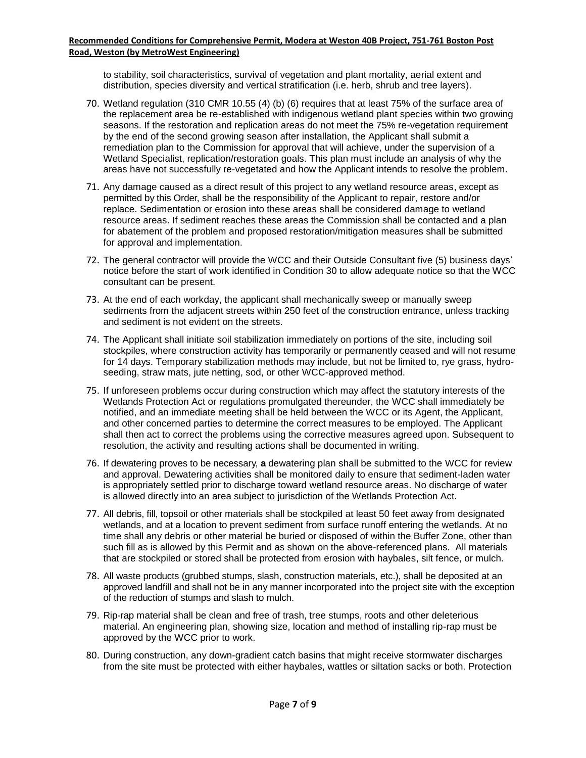to stability, soil characteristics, survival of vegetation and plant mortality, aerial extent and distribution, species diversity and vertical stratification (i.e. herb, shrub and tree layers).

70. Wetland regulation (310 CMR 10.55 (4) (b) (6) requires that at least 75% of the surface area of the replacement area be re-established with indigenous wetland plant species within two growing seasons. If the restoration and replication areas do not meet the 75% re-vegetation requirement by the end of the second growing season after installation, the Applicant shall submit a remediation plan to the Commission for approval that will achieve, under the supervision of a Wetland Specialist, replication/restoration goals. This plan must include an analysis of why the areas have not successfully re-vegetated and how the Applicant intends to resolve the problem.

71. Any damage caused as a direct result of this project to any wetland resource areas, except as permitted by this Order, shall be the responsibility of the Applicant to repair, restore and/or replace. Sedimentation or erosion into these areas shall be considered damage to wetland resource areas. If sediment reaches these areas the Commission shall be contacted and a plan for abatement of the problem and proposed restoration/mitigation measures shall be submitted for approval and implementation.

72. The general contractor will provide the WCC and their Outside Consultant five (5) business days' notice before the start of work identified in Condition 30 to allow adequate notice so that the WCC consultant can be present.

73. At the end of each workday, the applicant shall mechanically sweep or manually sweep sediments from the adjacent streets within 250 feet of the construction entrance, unless tracking and sediment is not evident on the streets.

74. The Applicant shall initiate soil stabilization immediately on portions of the site, including soil stockpiles, where construction activity has temporarily or permanently ceased and will not resume for 14 days. Temporary stabilization methods may include, but not be limited to, rye grass, hydro-seeding, straw mats, jute netting, sod, or other WCC-approved method.

75. If unforeseen problems occur during construction which may affect the statutory interests of the Wetlands Protection Act or regulations promulgated thereunder, the WCC shall immediately be notified, and an immediate meeting shall be held between the WCC or its Agent, the Applicant, and other concerned parties to determine the correct measures to be employed. The Applicant shall then act to correct the problems using the corrective measures agreed upon. Subsequent to resolution, the activity and resulting actions shall be documented in writing.

76. If dewatering proves to be necessary, **a** dewatering plan shall be submitted to the WCC for review and approval. Dewatering activities shall be monitored daily to ensure that sediment-laden water is appropriately settled prior to discharge toward wetland resource areas. No discharge of water is allowed directly into an area subject to jurisdiction of the Wetlands Protection Act.

77. All debris, fill, topsoil or other materials shall be stockpiled at least 50 feet away from designated wetlands, and at a location to prevent sediment from surface runoff entering the wetlands. At no time shall any debris or other material be buried or disposed of within the Buffer Zone, other than such fill as is allowed by this Permit and as shown on the above-referenced plans. All materials that are stockpiled or stored shall be protected from erosion with haybales, silt fence, or mulch.

78. All waste products (grubbed stumps, slash, construction materials, etc.), shall be deposited at an approved landfill and shall not be in any manner incorporated into the project site with the exception of the reduction of stumps and slash to mulch.

79. Rip-rap material shall be clean and free of trash, tree stumps, roots and other deleterious material. An engineering plan, showing size, location and method of installing rip-rap must be approved by the WCC prior to work.

80. During construction, any down-gradient catch basins that might receive stormwater discharges from the site must be protected with either haybales, wattles or siltation sacks or both. Protection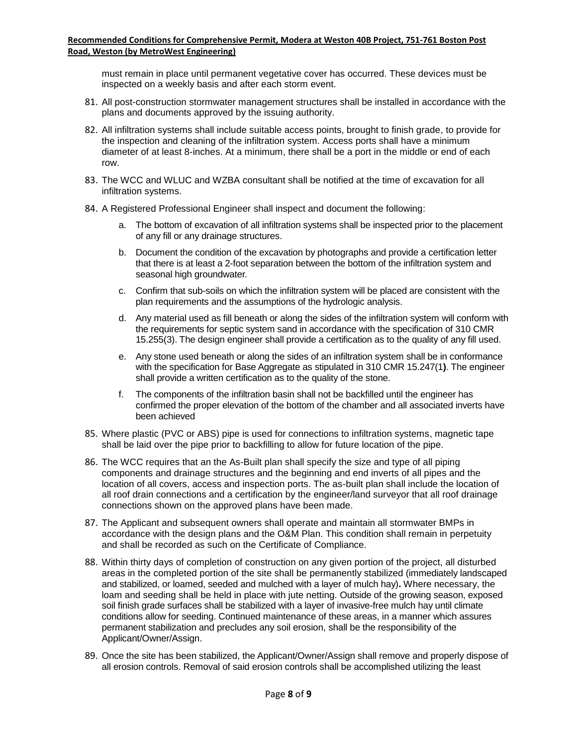must remain in place until permanent vegetative cover has occurred. These devices must be inspected on a weekly basis and after each storm event.

81. All post-construction stormwater management structures shall be installed in accordance with the plans and documents approved by the issuing authority.

82. All infiltration systems shall include suitable access points, brought to finish grade, to provide for the inspection and cleaning of the infiltration system. Access ports shall have a minimum diameter of at least 8-inches. At a minimum, there shall be a port in the middle or end of each row.

83. The WCC and WLUC and WZBA consultant shall be notified at the time of excavation for all infiltration systems.

84. A Registered Professional Engineer shall inspect and document the following:

    a. The bottom of excavation of all infiltration systems shall be inspected prior to the placement of any fill or any drainage structures.

    b. Document the condition of the excavation by photographs and provide a certification letter that there is at least a 2-foot separation between the bottom of the infiltration system and seasonal high groundwater.

    c. Confirm that sub-soils on which the infiltration system will be placed are consistent with the plan requirements and the assumptions of the hydrologic analysis.

    d. Any material used as fill beneath or along the sides of the infiltration system will conform with the requirements for septic system sand in accordance with the specification of 310 CMR 15.255(3). The design engineer shall provide a certification as to the quality of any fill used.

    e. Any stone used beneath or along the sides of an infiltration system shall be in conformance with the specification for Base Aggregate as stipulated in 310 CMR 15.247(1**)**. The engineer shall provide a written certification as to the quality of the stone.

    f. The components of the infiltration basin shall not be backfilled until the engineer has confirmed the proper elevation of the bottom of the chamber and all associated inverts have been achieved

85. Where plastic (PVC or ABS) pipe is used for connections to infiltration systems, magnetic tape shall be laid over the pipe prior to backfilling to allow for future location of the pipe.

86. The WCC requires that an the As-Built plan shall specify the size and type of all piping components and drainage structures and the beginning and end inverts of all pipes and the location of all covers, access and inspection ports. The as-built plan shall include the location of all roof drain connections and a certification by the engineer/land surveyor that all roof drainage connections shown on the approved plans have been made.

87. The Applicant and subsequent owners shall operate and maintain all stormwater BMPs in accordance with the design plans and the O&M Plan. This condition shall remain in perpetuity and shall be recorded as such on the Certificate of Compliance.

88. Within thirty days of completion of construction on any given portion of the project, all disturbed areas in the completed portion of the site shall be permanently stabilized (immediately landscaped and stabilized, or loamed, seeded and mulched with a layer of mulch hay)**.** Where necessary, the loam and seeding shall be held in place with jute netting. Outside of the growing season, exposed soil finish grade surfaces shall be stabilized with a layer of invasive-free mulch hay until climate conditions allow for seeding. Continued maintenance of these areas, in a manner which assures permanent stabilization and precludes any soil erosion, shall be the responsibility of the Applicant/Owner/Assign.

89. Once the site has been stabilized, the Applicant/Owner/Assign shall remove and properly dispose of all erosion controls. Removal of said erosion controls shall be accomplished utilizing the least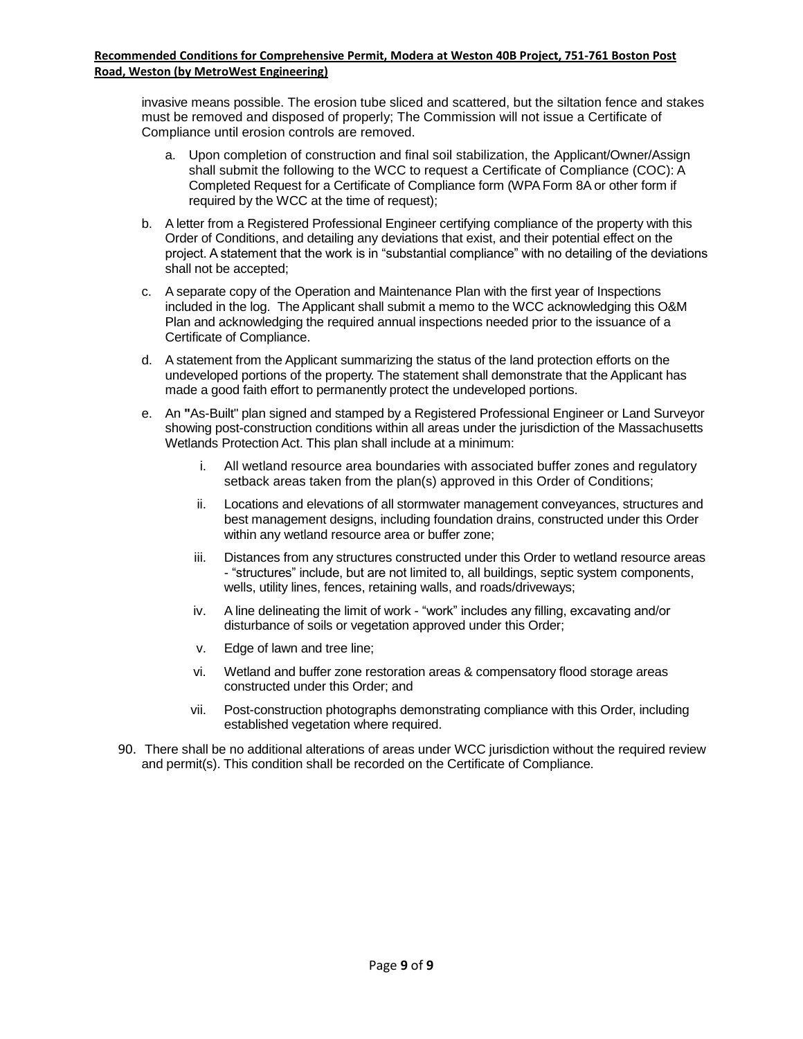invasive means possible. The erosion tube sliced and scattered, but the siltation fence and stakes must be removed and disposed of properly; The Commission will not issue a Certificate of Compliance until erosion controls are removed.

a. Upon completion of construction and final soil stabilization, the Applicant/Owner/Assign shall submit the following to the WCC to request a Certificate of Compliance (COC): A Completed Request for a Certificate of Compliance form (WPA Form 8A or other form if required by the WCC at the time of request);

b. A letter from a Registered Professional Engineer certifying compliance of the property with this Order of Conditions, and detailing any deviations that exist, and their potential effect on the project. A statement that the work is in "substantial compliance" with no detailing of the deviations shall not be accepted;

c. A separate copy of the Operation and Maintenance Plan with the first year of Inspections included in the log. The Applicant shall submit a memo to the WCC acknowledging this O&M Plan and acknowledging the required annual inspections needed prior to the issuance of a Certificate of Compliance.

d. A statement from the Applicant summarizing the status of the land protection efforts on the undeveloped portions of the property. The statement shall demonstrate that the Applicant has made a good faith effort to permanently protect the undeveloped portions.

e. An "As-Built" plan signed and stamped by a Registered Professional Engineer or Land Surveyor showing post-construction conditions within all areas under the jurisdiction of the Massachusetts Wetlands Protection Act. This plan shall include at a minimum:

   i. All wetland resource area boundaries with associated buffer zones and regulatory setback areas taken from the plan(s) approved in this Order of Conditions;

   ii. Locations and elevations of all stormwater management conveyances, structures and best management designs, including foundation drains, constructed under this Order within any wetland resource area or buffer zone;

   iii. Distances from any structures constructed under this Order to wetland resource areas - "structures" include, but are not limited to, all buildings, septic system components, wells, utility lines, fences, retaining walls, and roads/driveways;

   iv. A line delineating the limit of work - "work" includes any filling, excavating and/or disturbance of soils or vegetation approved under this Order;

   v. Edge of lawn and tree line;

   vi. Wetland and buffer zone restoration areas & compensatory flood storage areas constructed under this Order; and

   vii. Post-construction photographs demonstrating compliance with this Order, including established vegetation where required.

90. There shall be no additional alterations of areas under WCC jurisdiction without the required review and permit(s). This condition shall be recorded on the Certificate of Compliance.